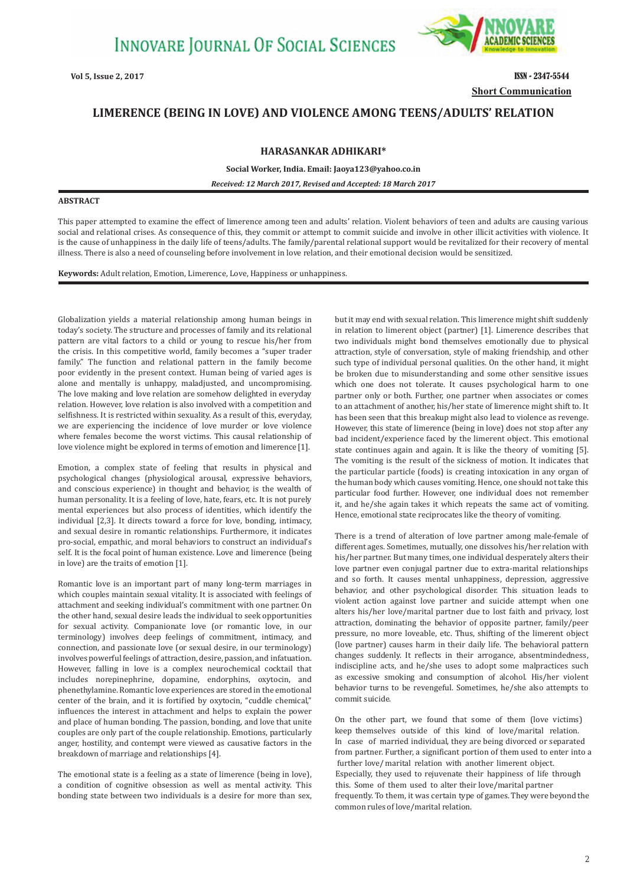# LIMERENCE (BEING IN LOVE) AND VIOLENCE AMONG TEENS/ADULTS' RELATION

**HARASANKAR ADHIKARI***

**Social Worker, India. Email: Jaoya123@yahoo.co.in**

***Received: 12 March 2017, Revised and Accepted: 18 March 2017***

## ABSTRACT

This paper attempted to examine the effect of limerence among teen and adults' relation. Violent behaviors of teen and adults are causing various social and relational crises. As consequence of this, they commit or attempt to commit suicide and involve in other illicit activities with violence. It is the cause of unhappiness in the daily life of teens/adults. The family/parental relational support would be revitalized for their recovery of mental illness. There is also a need of counseling before involvement in love relation, and their emotional decision would be sensitized.

**Keywords:** Adult relation, Emotion, Limerence, Love, Happiness or unhappiness.

Globalization yields a material relationship among human beings in today's society. The structure and processes of family and its relational pattern are vital factors to a child or young to rescue his/her from the crisis. In this competitive world, family becomes a "super trader family." The function and relational pattern in the family become poor evidently in the present context. Human being of varied ages is alone and mentally is unhappy, maladjusted, and uncompromising. The love making and love relation are somehow delighted in everyday relation. However, love relation is also involved with a competition and selfishness. It is restricted within sexuality. As a result of this, everyday, we are experiencing the incidence of love murder or love violence where females become the worst victims. This causal relationship of love violence might be explored in terms of emotion and limerence [1].

Emotion, a complex state of feeling that results in physical and psychological changes (physiological arousal, expressive behaviors, and conscious experience) in thought and behavior, is the wealth of human personality. It is a feeling of love, hate, fears, etc. It is not purely mental experiences but also process of identities, which identify the individual [2,3]. It directs toward a force for love, bonding, intimacy, and sexual desire in romantic relationships. Furthermore, it indicates pro-social, empathic, and moral behaviors to construct an individual's self. It is the focal point of human existence. Love and limerence (being in love) are the traits of emotion [1].

Romantic love is an important part of many long-term marriages in which couples maintain sexual vitality. It is associated with feelings of attachment and seeking individual's commitment with one partner. On the other hand, sexual desire leads the individual to seek opportunities for sexual activity. Companionate love (or romantic love, in our terminology) involves deep feelings of commitment, intimacy, and connection, and passionate love (or sexual desire, in our terminology) involves powerful feelings of attraction, desire, passion, and infatuation. However, falling in love is a complex neurochemical cocktail that includes norepinephrine, dopamine, endorphins, oxytocin, and phenethylamine. Romantic love experiences are stored in the emotional center of the brain, and it is fortified by oxytocin, "cuddle chemical," influences the interest in attachment and helps to explain the power and place of human bonding. The passion, bonding, and love that unite couples are only part of the couple relationship. Emotions, particularly anger, hostility, and contempt were viewed as causative factors in the breakdown of marriage and relationships [4].

The emotional state is a feeling as a state of limerence (being in love), a condition of cognitive obsession as well as mental activity. This bonding state between two individuals is a desire for more than sex, but it may end with sexual relation. This limerence might shift suddenly in relation to limerent object (partner) [1]. Limerence describes that two individuals might bond themselves emotionally due to physical attraction, style of conversation, style of making friendship, and other such type of individual personal qualities. On the other hand, it might be broken due to misunderstanding and some other sensitive issues which one does not tolerate. It causes psychological harm to one partner only or both. Further, one partner when associates or comes to an attachment of another, his/her state of limerence might shift to. It has been seen that this breakup might also lead to violence as revenge. However, this state of limerence (being in love) does not stop after any bad incident/experience faced by the limerent object. This emotional state continues again and again. It is like the theory of vomiting [5]. The vomiting is the result of the sickness of motion. It indicates that the particular particle (foods) is creating intoxication in any organ of the human body which causes vomiting. Hence, one should not take this particular food further. However, one individual does not remember it, and he/she again takes it which repeats the same act of vomiting. Hence, emotional state reciprocates like the theory of vomiting.

There is a trend of alteration of love partner among male-female of different ages. Sometimes, mutually, one dissolves his/her relation with his/her partner. But many times, one individual desperately alters their love partner even conjugal partner due to extra-marital relationships and so forth. It causes mental unhappiness, depression, aggressive behavior, and other psychological disorder. This situation leads to violent action against love partner and suicide attempt when one alters his/her love/marital partner due to lost faith and privacy, lost attraction, dominating the behavior of opposite partner, family/peer pressure, no more loveable, etc. Thus, shifting of the limerent object (love partner) causes harm in their daily life. The behavioral pattern changes suddenly. It reflects in their arrogance, absentmindedness, indiscipline acts, and he/she uses to adopt some malpractices such as excessive smoking and consumption of alcohol. His/her violent behavior turns to be revengeful. Sometimes, he/she also attempts to commit suicide.

On the other part, we found that some of them (love victims) keep themselves outside of this kind of love/marital relation. In case of married individual, they are being divorced or separated from partner. Further, a significant portion of them used to enter into a further love/marital relation with another limerent object. Especially, they used to rejuvenate their happiness of life through this. Some of them used to alter their love/marital partner frequently. To them, it was certain type of games. They were beyond the common rules of love/marital relation.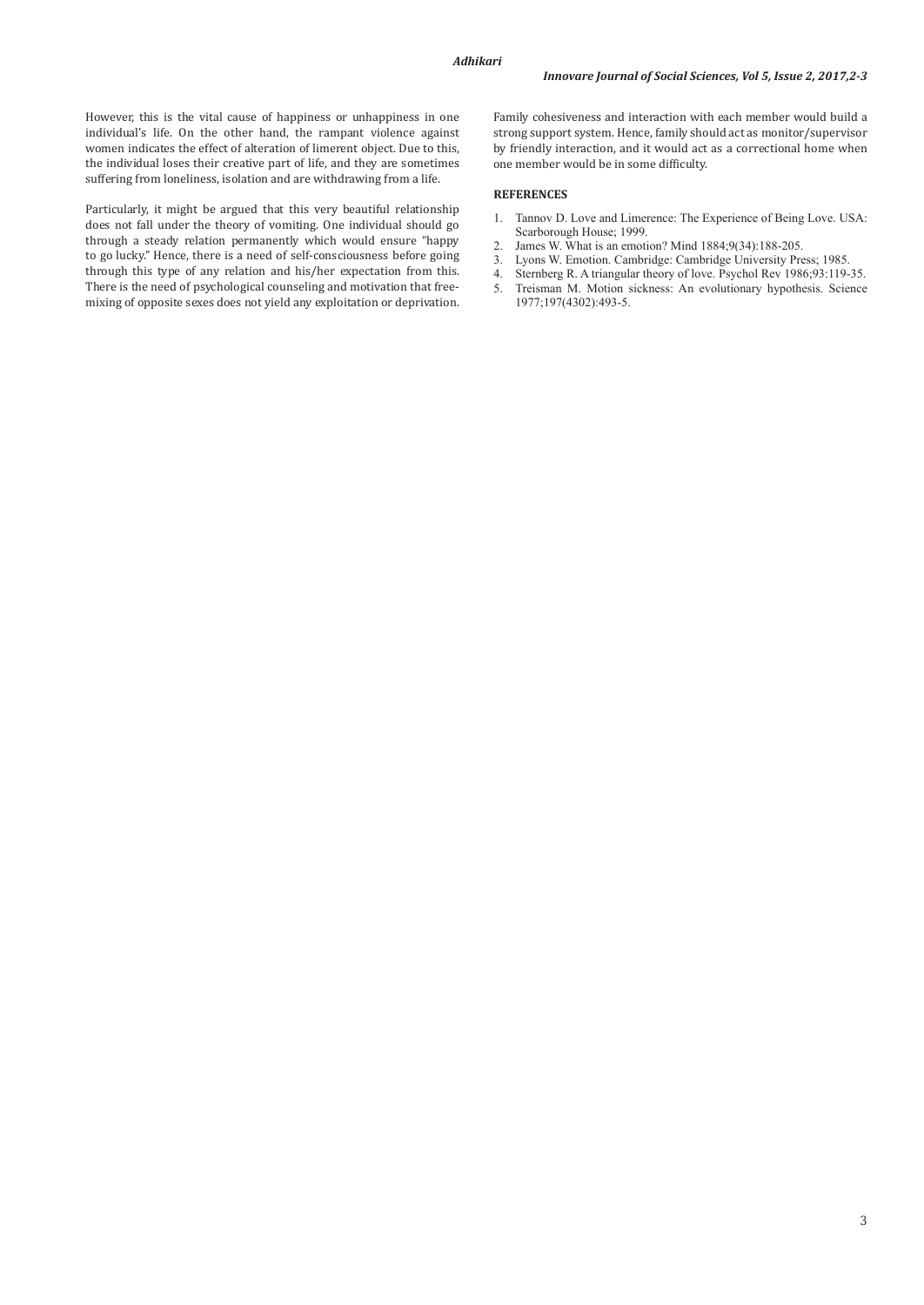However, this is the vital cause of happiness or unhappiness in one individual's life. On the other hand, the rampant violence against women indicates the effect of alteration of limerent object. Due to this, the individual loses their creative part of life, and they are sometimes suffering from loneliness, isolation and are withdrawing from a life.

Particularly, it might be argued that this very beautiful relationship does not fall under the theory of vomiting. One individual should go through a steady relation permanently which would ensure "happy to go lucky." Hence, there is a need of self-consciousness before going through this type of any relation and his/her expectation from this. There is the need of psychological counseling and motivation that free-mixing of opposite sexes does not yield any exploitation or deprivation.

Family cohesiveness and interaction with each member would build a strong support system. Hence, family should act as monitor/supervisor by friendly interaction, and it would act as a correctional home when one member would be in some difficulty.

## REFERENCES

1. Tannov D. Love and Limerence: The Experience of Being Love. USA: Scarborough House; 1999.
2. James W. What is an emotion? Mind 1884;9(34):188-205.
3. Lyons W. Emotion. Cambridge: Cambridge University Press; 1985.
4. Sternberg R. A triangular theory of love. Psychol Rev 1986;93:119-35.
5. Treisman M. Motion sickness: An evolutionary hypothesis. Science 1977;197(4302):493-5.